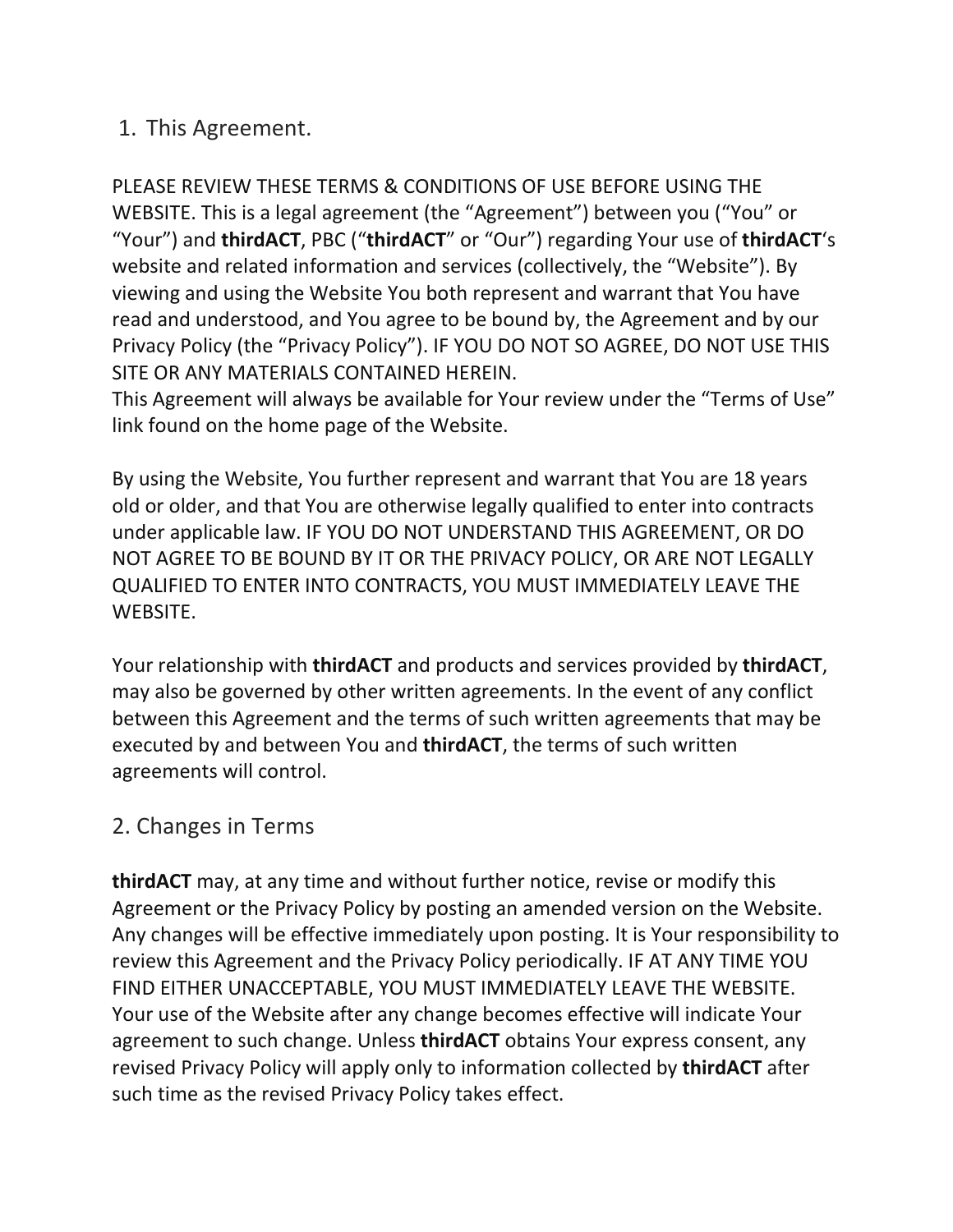## 1. This Agreement.

PLEASE REVIEW THESE TERMS & CONDITIONS OF USE BEFORE USING THE WEBSITE. This is a legal agreement (the "Agreement") between you ("You" or "Your") and **thirdACT**, PBC ("**thirdACT**" or "Our") regarding Your use of **thirdACT**'s website and related information and services (collectively, the "Website"). By viewing and using the Website You both represent and warrant that You have read and understood, and You agree to be bound by, the Agreement and by our Privacy Policy (the "Privacy Policy"). IF YOU DO NOT SO AGREE, DO NOT USE THIS SITE OR ANY MATERIALS CONTAINED HEREIN.
This Agreement will always be available for Your review under the "Terms of Use" link found on the home page of the Website.

By using the Website, You further represent and warrant that You are 18 years old or older, and that You are otherwise legally qualified to enter into contracts under applicable law. IF YOU DO NOT UNDERSTAND THIS AGREEMENT, OR DO NOT AGREE TO BE BOUND BY IT OR THE PRIVACY POLICY, OR ARE NOT LEGALLY QUALIFIED TO ENTER INTO CONTRACTS, YOU MUST IMMEDIATELY LEAVE THE WEBSITE.

Your relationship with **thirdACT** and products and services provided by **thirdACT**, may also be governed by other written agreements. In the event of any conflict between this Agreement and the terms of such written agreements that may be executed by and between You and **thirdACT**, the terms of such written agreements will control.

## 2. Changes in Terms

**thirdACT** may, at any time and without further notice, revise or modify this Agreement or the Privacy Policy by posting an amended version on the Website. Any changes will be effective immediately upon posting. It is Your responsibility to review this Agreement and the Privacy Policy periodically. IF AT ANY TIME YOU FIND EITHER UNACCEPTABLE, YOU MUST IMMEDIATELY LEAVE THE WEBSITE. Your use of the Website after any change becomes effective will indicate Your agreement to such change. Unless **thirdACT** obtains Your express consent, any revised Privacy Policy will apply only to information collected by **thirdACT** after such time as the revised Privacy Policy takes effect.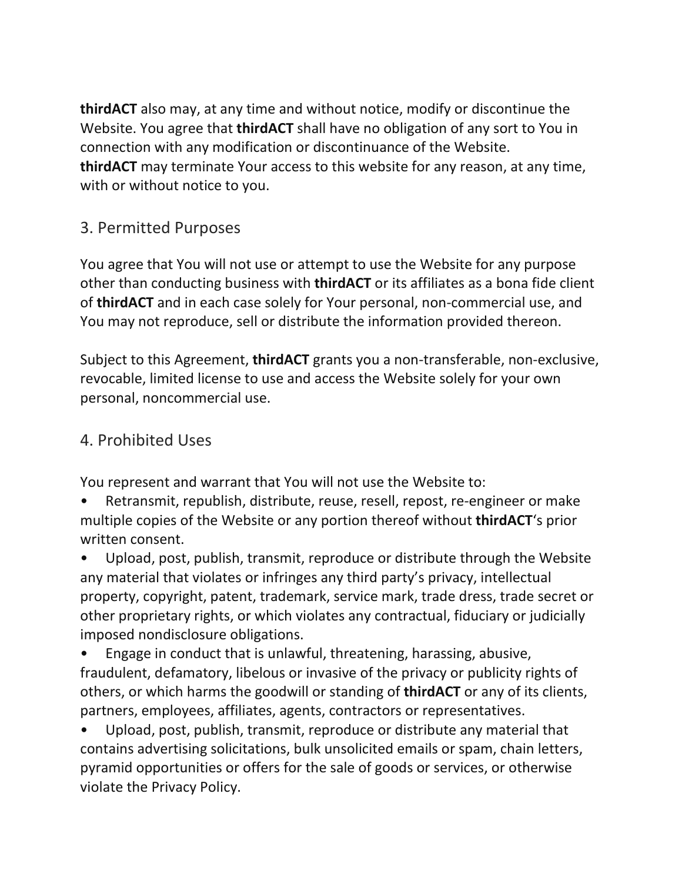**thirdACT** also may, at any time and without notice, modify or discontinue the Website. You agree that **thirdACT** shall have no obligation of any sort to You in connection with any modification or discontinuance of the Website.
**thirdACT** may terminate Your access to this website for any reason, at any time, with or without notice to you.

## 3. Permitted Purposes

You agree that You will not use or attempt to use the Website for any purpose other than conducting business with **thirdACT** or its affiliates as a bona fide client of **thirdACT** and in each case solely for Your personal, non-commercial use, and You may not reproduce, sell or distribute the information provided thereon.

Subject to this Agreement, **thirdACT** grants you a non-transferable, non-exclusive, revocable, limited license to use and access the Website solely for your own personal, noncommercial use.

## 4. Prohibited Uses

You represent and warrant that You will not use the Website to:

- Retransmit, republish, distribute, reuse, resell, repost, re-engineer or make multiple copies of the Website or any portion thereof without **thirdACT**'s prior written consent.
- Upload, post, publish, transmit, reproduce or distribute through the Website any material that violates or infringes any third party's privacy, intellectual property, copyright, patent, trademark, service mark, trade dress, trade secret or other proprietary rights, or which violates any contractual, fiduciary or judicially imposed nondisclosure obligations.
- Engage in conduct that is unlawful, threatening, harassing, abusive, fraudulent, defamatory, libelous or invasive of the privacy or publicity rights of others, or which harms the goodwill or standing of **thirdACT** or any of its clients, partners, employees, affiliates, agents, contractors or representatives.
- Upload, post, publish, transmit, reproduce or distribute any material that contains advertising solicitations, bulk unsolicited emails or spam, chain letters, pyramid opportunities or offers for the sale of goods or services, or otherwise violate the Privacy Policy.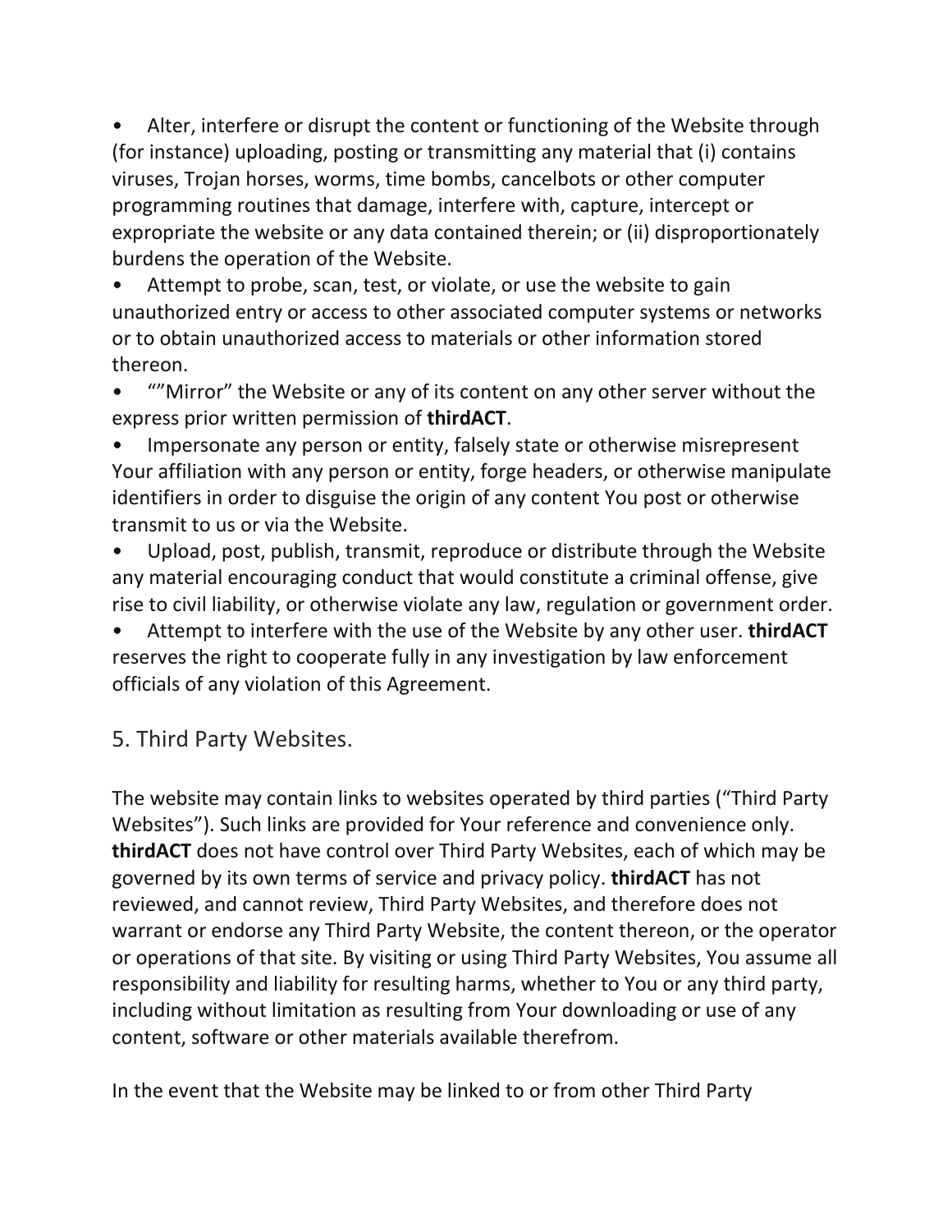- Alter, interfere or disrupt the content or functioning of the Website through (for instance) uploading, posting or transmitting any material that (i) contains viruses, Trojan horses, worms, time bombs, cancelbots or other computer programming routines that damage, interfere with, capture, intercept or expropriate the website or any data contained therein; or (ii) disproportionately burdens the operation of the Website.
- Attempt to probe, scan, test, or violate, or use the website to gain unauthorized entry or access to other associated computer systems or networks or to obtain unauthorized access to materials or other information stored thereon.
- “”Mirror” the Website or any of its content on any other server without the express prior written permission of **thirdACT**.
- Impersonate any person or entity, falsely state or otherwise misrepresent Your affiliation with any person or entity, forge headers, or otherwise manipulate identifiers in order to disguise the origin of any content You post or otherwise transmit to us or via the Website.
- Upload, post, publish, transmit, reproduce or distribute through the Website any material encouraging conduct that would constitute a criminal offense, give rise to civil liability, or otherwise violate any law, regulation or government order.
- Attempt to interfere with the use of the Website by any other user. **thirdACT** reserves the right to cooperate fully in any investigation by law enforcement officials of any violation of this Agreement.

## 5. Third Party Websites.

The website may contain links to websites operated by third parties (“Third Party Websites”). Such links are provided for Your reference and convenience only. **thirdACT** does not have control over Third Party Websites, each of which may be governed by its own terms of service and privacy policy. **thirdACT** has not reviewed, and cannot review, Third Party Websites, and therefore does not warrant or endorse any Third Party Website, the content thereon, or the operator or operations of that site. By visiting or using Third Party Websites, You assume all responsibility and liability for resulting harms, whether to You or any third party, including without limitation as resulting from Your downloading or use of any content, software or other materials available therefrom.

In the event that the Website may be linked to or from other Third Party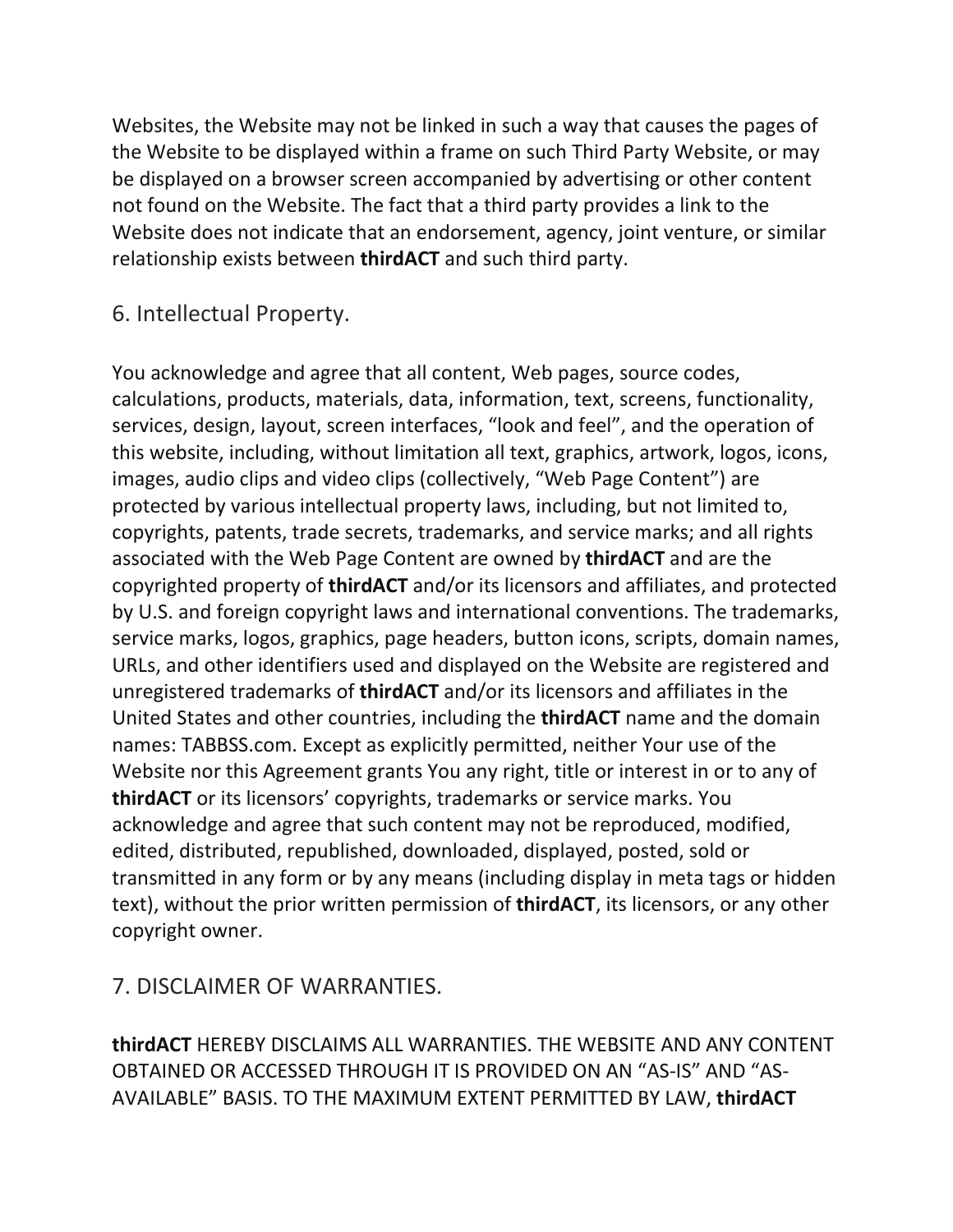Websites, the Website may not be linked in such a way that causes the pages of the Website to be displayed within a frame on such Third Party Website, or may be displayed on a browser screen accompanied by advertising or other content not found on the Website. The fact that a third party provides a link to the Website does not indicate that an endorsement, agency, joint venture, or similar relationship exists between **thirdACT** and such third party.

## 6. Intellectual Property.

You acknowledge and agree that all content, Web pages, source codes, calculations, products, materials, data, information, text, screens, functionality, services, design, layout, screen interfaces, "look and feel", and the operation of this website, including, without limitation all text, graphics, artwork, logos, icons, images, audio clips and video clips (collectively, "Web Page Content") are protected by various intellectual property laws, including, but not limited to, copyrights, patents, trade secrets, trademarks, and service marks; and all rights associated with the Web Page Content are owned by **thirdACT** and are the copyrighted property of **thirdACT** and/or its licensors and affiliates, and protected by U.S. and foreign copyright laws and international conventions. The trademarks, service marks, logos, graphics, page headers, button icons, scripts, domain names, URLs, and other identifiers used and displayed on the Website are registered and unregistered trademarks of **thirdACT** and/or its licensors and affiliates in the United States and other countries, including the **thirdACT** name and the domain names: TABBSS.com. Except as explicitly permitted, neither Your use of the Website nor this Agreement grants You any right, title or interest in or to any of **thirdACT** or its licensors' copyrights, trademarks or service marks. You acknowledge and agree that such content may not be reproduced, modified, edited, distributed, republished, downloaded, displayed, posted, sold or transmitted in any form or by any means (including display in meta tags or hidden text), without the prior written permission of **thirdACT**, its licensors, or any other copyright owner.

## 7. DISCLAIMER OF WARRANTIES.

**thirdACT** HEREBY DISCLAIMS ALL WARRANTIES. THE WEBSITE AND ANY CONTENT OBTAINED OR ACCESSED THROUGH IT IS PROVIDED ON AN "AS-IS" AND "AS-AVAILABLE" BASIS. TO THE MAXIMUM EXTENT PERMITTED BY LAW, **thirdACT**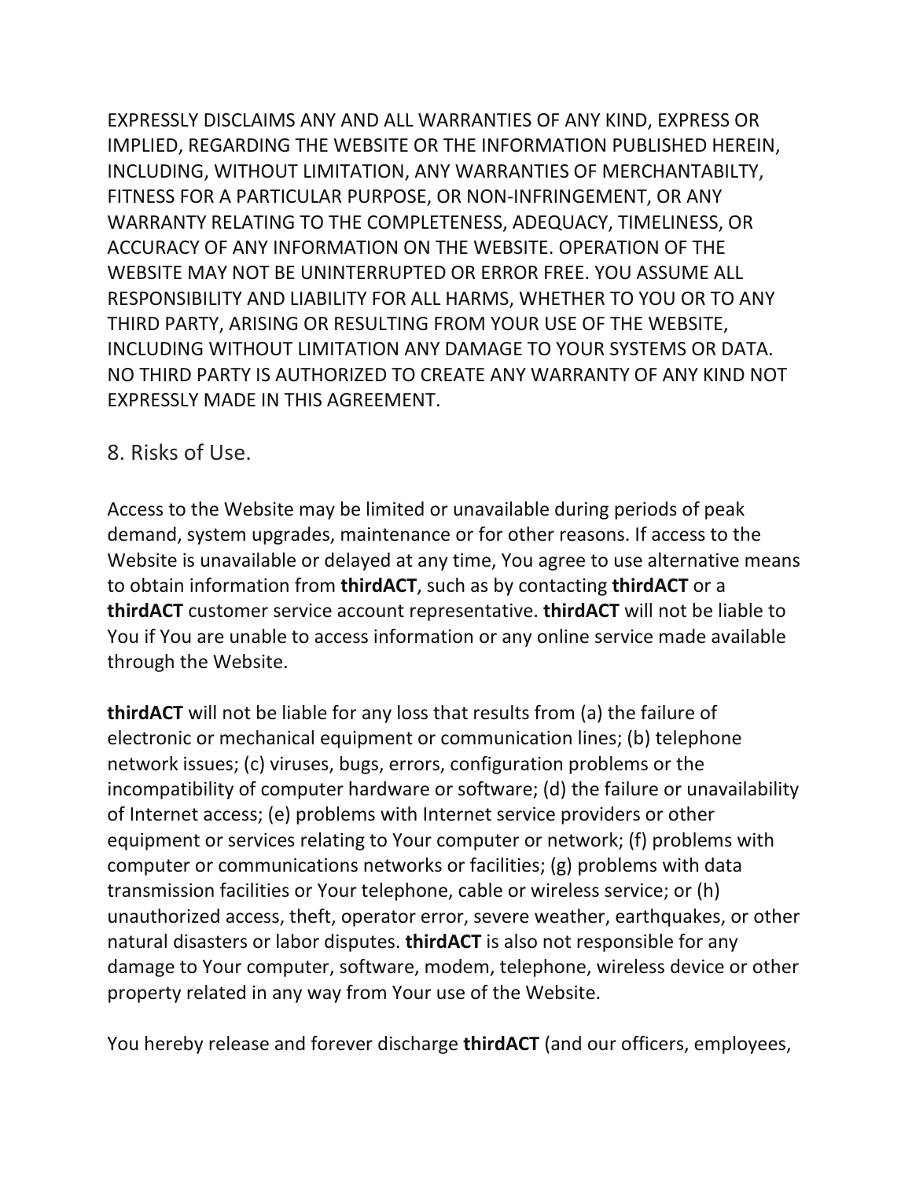EXPRESSLY DISCLAIMS ANY AND ALL WARRANTIES OF ANY KIND, EXPRESS OR IMPLIED, REGARDING THE WEBSITE OR THE INFORMATION PUBLISHED HEREIN, INCLUDING, WITHOUT LIMITATION, ANY WARRANTIES OF MERCHANTABILTY, FITNESS FOR A PARTICULAR PURPOSE, OR NON-INFRINGEMENT, OR ANY WARRANTY RELATING TO THE COMPLETENESS, ADEQUACY, TIMELINESS, OR ACCURACY OF ANY INFORMATION ON THE WEBSITE. OPERATION OF THE WEBSITE MAY NOT BE UNINTERRUPTED OR ERROR FREE. YOU ASSUME ALL RESPONSIBILITY AND LIABILITY FOR ALL HARMS, WHETHER TO YOU OR TO ANY THIRD PARTY, ARISING OR RESULTING FROM YOUR USE OF THE WEBSITE, INCLUDING WITHOUT LIMITATION ANY DAMAGE TO YOUR SYSTEMS OR DATA. NO THIRD PARTY IS AUTHORIZED TO CREATE ANY WARRANTY OF ANY KIND NOT EXPRESSLY MADE IN THIS AGREEMENT.

## 8. Risks of Use.

Access to the Website may be limited or unavailable during periods of peak demand, system upgrades, maintenance or for other reasons. If access to the Website is unavailable or delayed at any time, You agree to use alternative means to obtain information from **thirdACT**, such as by contacting **thirdACT** or a **thirdACT** customer service account representative. **thirdACT** will not be liable to You if You are unable to access information or any online service made available through the Website.

**thirdACT** will not be liable for any loss that results from (a) the failure of electronic or mechanical equipment or communication lines; (b) telephone network issues; (c) viruses, bugs, errors, configuration problems or the incompatibility of computer hardware or software; (d) the failure or unavailability of Internet access; (e) problems with Internet service providers or other equipment or services relating to Your computer or network; (f) problems with computer or communications networks or facilities; (g) problems with data transmission facilities or Your telephone, cable or wireless service; or (h) unauthorized access, theft, operator error, severe weather, earthquakes, or other natural disasters or labor disputes. **thirdACT** is also not responsible for any damage to Your computer, software, modem, telephone, wireless device or other property related in any way from Your use of the Website.

You hereby release and forever discharge **thirdACT** (and our officers, employees,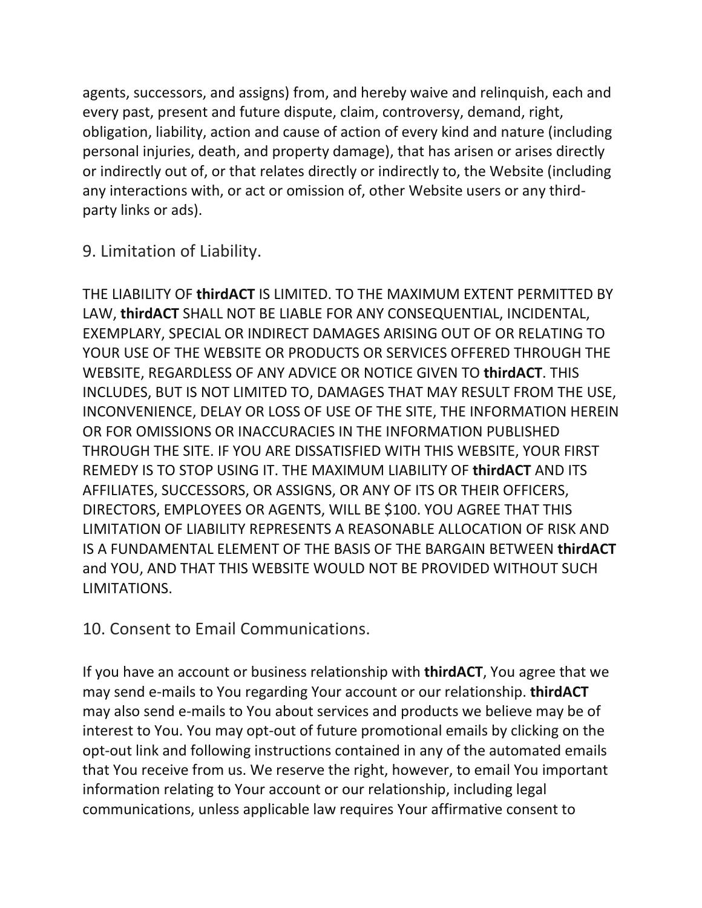agents, successors, and assigns) from, and hereby waive and relinquish, each and every past, present and future dispute, claim, controversy, demand, right, obligation, liability, action and cause of action of every kind and nature (including personal injuries, death, and property damage), that has arisen or arises directly or indirectly out of, or that relates directly or indirectly to, the Website (including any interactions with, or act or omission of, other Website users or any third-party links or ads).

## 9. Limitation of Liability.

THE LIABILITY OF **thirdACT** IS LIMITED. TO THE MAXIMUM EXTENT PERMITTED BY LAW, **thirdACT** SHALL NOT BE LIABLE FOR ANY CONSEQUENTIAL, INCIDENTAL, EXEMPLARY, SPECIAL OR INDIRECT DAMAGES ARISING OUT OF OR RELATING TO YOUR USE OF THE WEBSITE OR PRODUCTS OR SERVICES OFFERED THROUGH THE WEBSITE, REGARDLESS OF ANY ADVICE OR NOTICE GIVEN TO **thirdACT**. THIS INCLUDES, BUT IS NOT LIMITED TO, DAMAGES THAT MAY RESULT FROM THE USE, INCONVENIENCE, DELAY OR LOSS OF USE OF THE SITE, THE INFORMATION HEREIN OR FOR OMISSIONS OR INACCURACIES IN THE INFORMATION PUBLISHED THROUGH THE SITE. IF YOU ARE DISSATISFIED WITH THIS WEBSITE, YOUR FIRST REMEDY IS TO STOP USING IT. THE MAXIMUM LIABILITY OF **thirdACT** AND ITS AFFILIATES, SUCCESSORS, OR ASSIGNS, OR ANY OF ITS OR THEIR OFFICERS, DIRECTORS, EMPLOYEES OR AGENTS, WILL BE $100. YOU AGREE THAT THIS LIMITATION OF LIABILITY REPRESENTS A REASONABLE ALLOCATION OF RISK AND IS A FUNDAMENTAL ELEMENT OF THE BASIS OF THE BARGAIN BETWEEN **thirdACT** and YOU, AND THAT THIS WEBSITE WOULD NOT BE PROVIDED WITHOUT SUCH LIMITATIONS.

## 10. Consent to Email Communications.

If you have an account or business relationship with **thirdACT**, You agree that we may send e-mails to You regarding Your account or our relationship. **thirdACT** may also send e-mails to You about services and products we believe may be of interest to You. You may opt-out of future promotional emails by clicking on the opt-out link and following instructions contained in any of the automated emails that You receive from us. We reserve the right, however, to email You important information relating to Your account or our relationship, including legal communications, unless applicable law requires Your affirmative consent to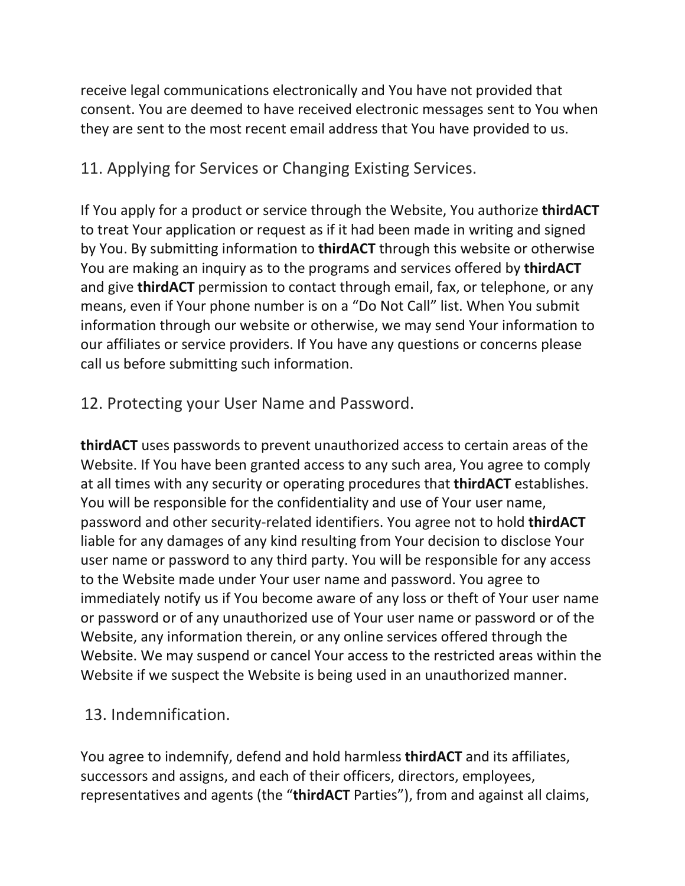receive legal communications electronically and You have not provided that consent. You are deemed to have received electronic messages sent to You when they are sent to the most recent email address that You have provided to us.

## 11. Applying for Services or Changing Existing Services.

If You apply for a product or service through the Website, You authorize **thirdACT** to treat Your application or request as if it had been made in writing and signed by You. By submitting information to **thirdACT** through this website or otherwise You are making an inquiry as to the programs and services offered by **thirdACT** and give **thirdACT** permission to contact through email, fax, or telephone, or any means, even if Your phone number is on a "Do Not Call" list. When You submit information through our website or otherwise, we may send Your information to our affiliates or service providers. If You have any questions or concerns please call us before submitting such information.

## 12. Protecting your User Name and Password.

**thirdACT** uses passwords to prevent unauthorized access to certain areas of the Website. If You have been granted access to any such area, You agree to comply at all times with any security or operating procedures that **thirdACT** establishes. You will be responsible for the confidentiality and use of Your user name, password and other security-related identifiers. You agree not to hold **thirdACT** liable for any damages of any kind resulting from Your decision to disclose Your user name or password to any third party. You will be responsible for any access to the Website made under Your user name and password. You agree to immediately notify us if You become aware of any loss or theft of Your user name or password or of any unauthorized use of Your user name or password or of the Website, any information therein, or any online services offered through the Website. We may suspend or cancel Your access to the restricted areas within the Website if we suspect the Website is being used in an unauthorized manner.

## 13. Indemnification.

You agree to indemnify, defend and hold harmless **thirdACT** and its affiliates, successors and assigns, and each of their officers, directors, employees, representatives and agents (the "**thirdACT** Parties"), from and against all claims,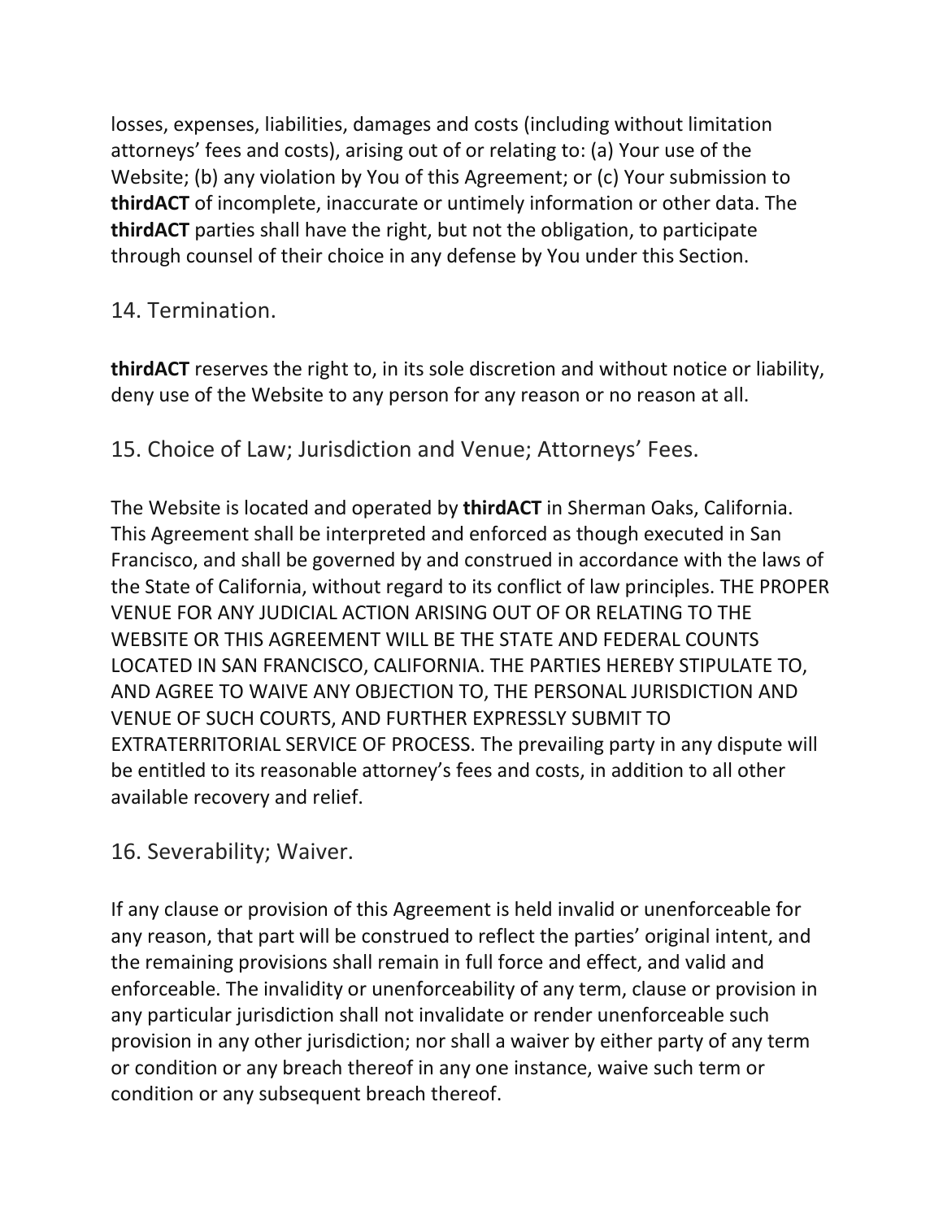losses, expenses, liabilities, damages and costs (including without limitation attorneys' fees and costs), arising out of or relating to: (a) Your use of the Website; (b) any violation by You of this Agreement; or (c) Your submission to **thirdACT** of incomplete, inaccurate or untimely information or other data. The **thirdACT** parties shall have the right, but not the obligation, to participate through counsel of their choice in any defense by You under this Section.

## 14. Termination.

**thirdACT** reserves the right to, in its sole discretion and without notice or liability, deny use of the Website to any person for any reason or no reason at all.

## 15. Choice of Law; Jurisdiction and Venue; Attorneys' Fees.

The Website is located and operated by **thirdACT** in Sherman Oaks, California. This Agreement shall be interpreted and enforced as though executed in San Francisco, and shall be governed by and construed in accordance with the laws of the State of California, without regard to its conflict of law principles. THE PROPER VENUE FOR ANY JUDICIAL ACTION ARISING OUT OF OR RELATING TO THE WEBSITE OR THIS AGREEMENT WILL BE THE STATE AND FEDERAL COUNTS LOCATED IN SAN FRANCISCO, CALIFORNIA. THE PARTIES HEREBY STIPULATE TO, AND AGREE TO WAIVE ANY OBJECTION TO, THE PERSONAL JURISDICTION AND VENUE OF SUCH COURTS, AND FURTHER EXPRESSLY SUBMIT TO EXTRATERRITORIAL SERVICE OF PROCESS. The prevailing party in any dispute will be entitled to its reasonable attorney's fees and costs, in addition to all other available recovery and relief.

## 16. Severability; Waiver.

If any clause or provision of this Agreement is held invalid or unenforceable for any reason, that part will be construed to reflect the parties' original intent, and the remaining provisions shall remain in full force and effect, and valid and enforceable. The invalidity or unenforceability of any term, clause or provision in any particular jurisdiction shall not invalidate or render unenforceable such provision in any other jurisdiction; nor shall a waiver by either party of any term or condition or any breach thereof in any one instance, waive such term or condition or any subsequent breach thereof.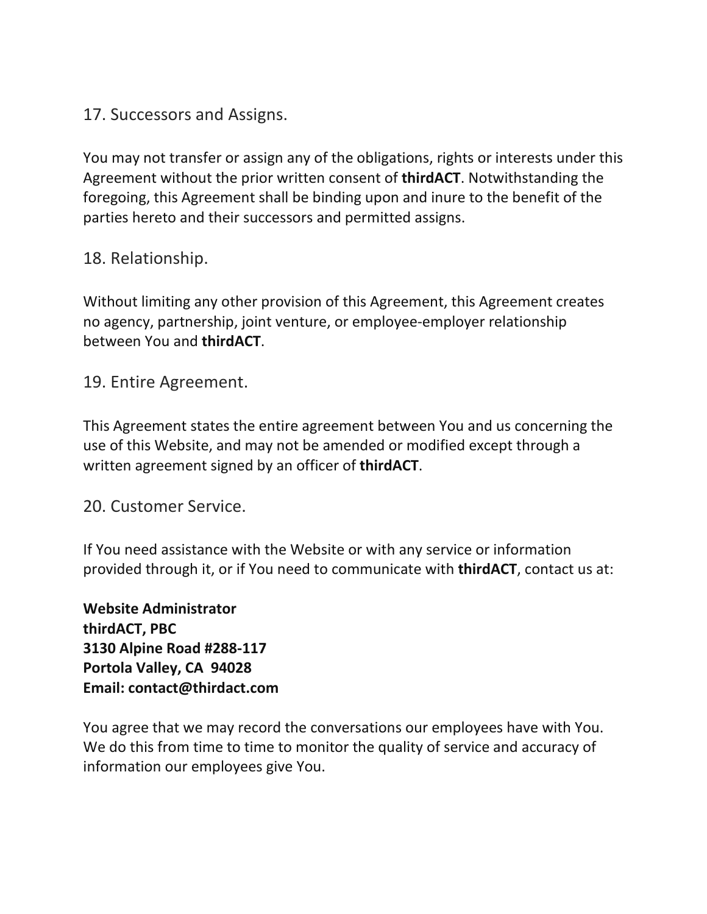## 17. Successors and Assigns.

You may not transfer or assign any of the obligations, rights or interests under this Agreement without the prior written consent of **thirdACT**. Notwithstanding the foregoing, this Agreement shall be binding upon and inure to the benefit of the parties hereto and their successors and permitted assigns.

## 18. Relationship.

Without limiting any other provision of this Agreement, this Agreement creates no agency, partnership, joint venture, or employee-employer relationship between You and **thirdACT**.

## 19. Entire Agreement.

This Agreement states the entire agreement between You and us concerning the use of this Website, and may not be amended or modified except through a written agreement signed by an officer of **thirdACT**.

## 20. Customer Service.

If You need assistance with the Website or with any service or information provided through it, or if You need to communicate with **thirdACT**, contact us at:

**Website Administrator**
**thirdACT, PBC**
**3130 Alpine Road #288-117**
**Portola Valley, CA 94028**
**Email: contact@thirdact.com**

You agree that we may record the conversations our employees have with You. We do this from time to time to monitor the quality of service and accuracy of information our employees give You.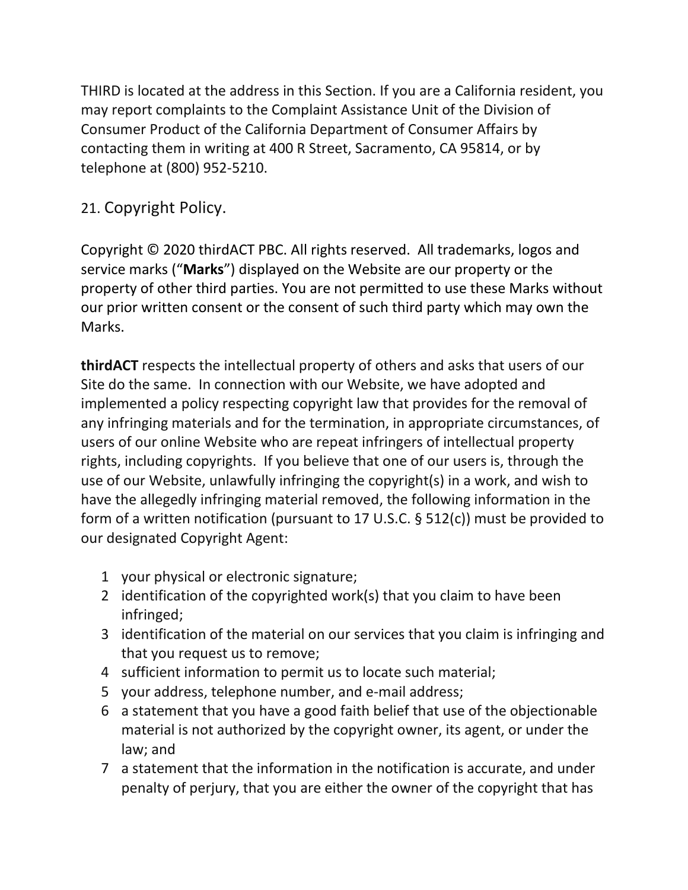THIRD is located at the address in this Section. If you are a California resident, you may report complaints to the Complaint Assistance Unit of the Division of Consumer Product of the California Department of Consumer Affairs by contacting them in writing at 400 R Street, Sacramento, CA 95814, or by telephone at (800) 952-5210.

## 21. Copyright Policy.

Copyright © 2020 thirdACT PBC. All rights reserved. All trademarks, logos and service marks ("**Marks**") displayed on the Website are our property or the property of other third parties. You are not permitted to use these Marks without our prior written consent or the consent of such third party which may own the Marks.

**thirdACT** respects the intellectual property of others and asks that users of our Site do the same. In connection with our Website, we have adopted and implemented a policy respecting copyright law that provides for the removal of any infringing materials and for the termination, in appropriate circumstances, of users of our online Website who are repeat infringers of intellectual property rights, including copyrights. If you believe that one of our users is, through the use of our Website, unlawfully infringing the copyright(s) in a work, and wish to have the allegedly infringing material removed, the following information in the form of a written notification (pursuant to 17 U.S.C. § 512(c)) must be provided to our designated Copyright Agent:

1. your physical or electronic signature;
2. identification of the copyrighted work(s) that you claim to have been infringed;
3. identification of the material on our services that you claim is infringing and that you request us to remove;
4. sufficient information to permit us to locate such material;
5. your address, telephone number, and e-mail address;
6. a statement that you have a good faith belief that use of the objectionable material is not authorized by the copyright owner, its agent, or under the law; and
7. a statement that the information in the notification is accurate, and under penalty of perjury, that you are either the owner of the copyright that has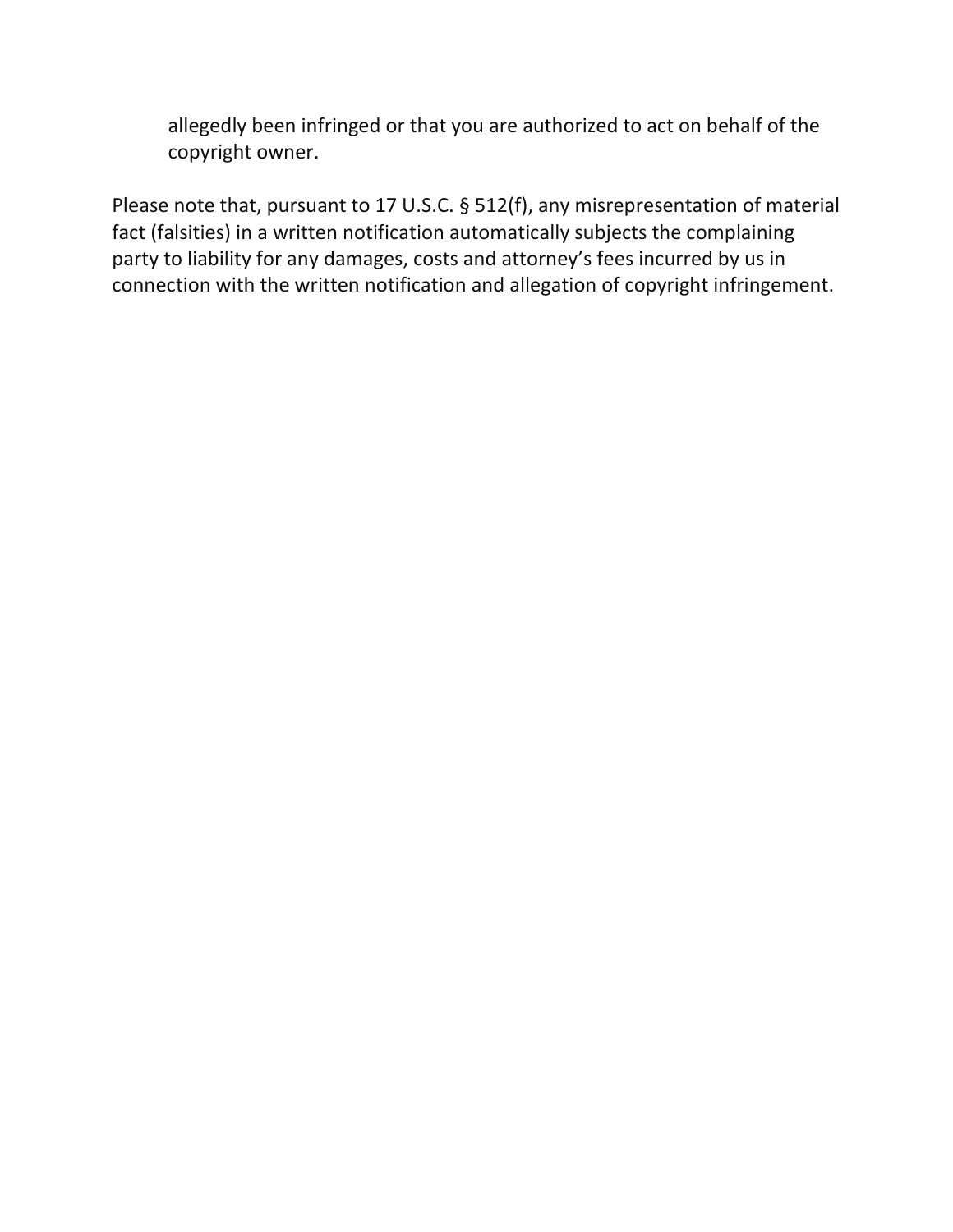allegedly been infringed or that you are authorized to act on behalf of the copyright owner.

Please note that, pursuant to 17 U.S.C. § 512(f), any misrepresentation of material fact (falsities) in a written notification automatically subjects the complaining party to liability for any damages, costs and attorney's fees incurred by us in connection with the written notification and allegation of copyright infringement.